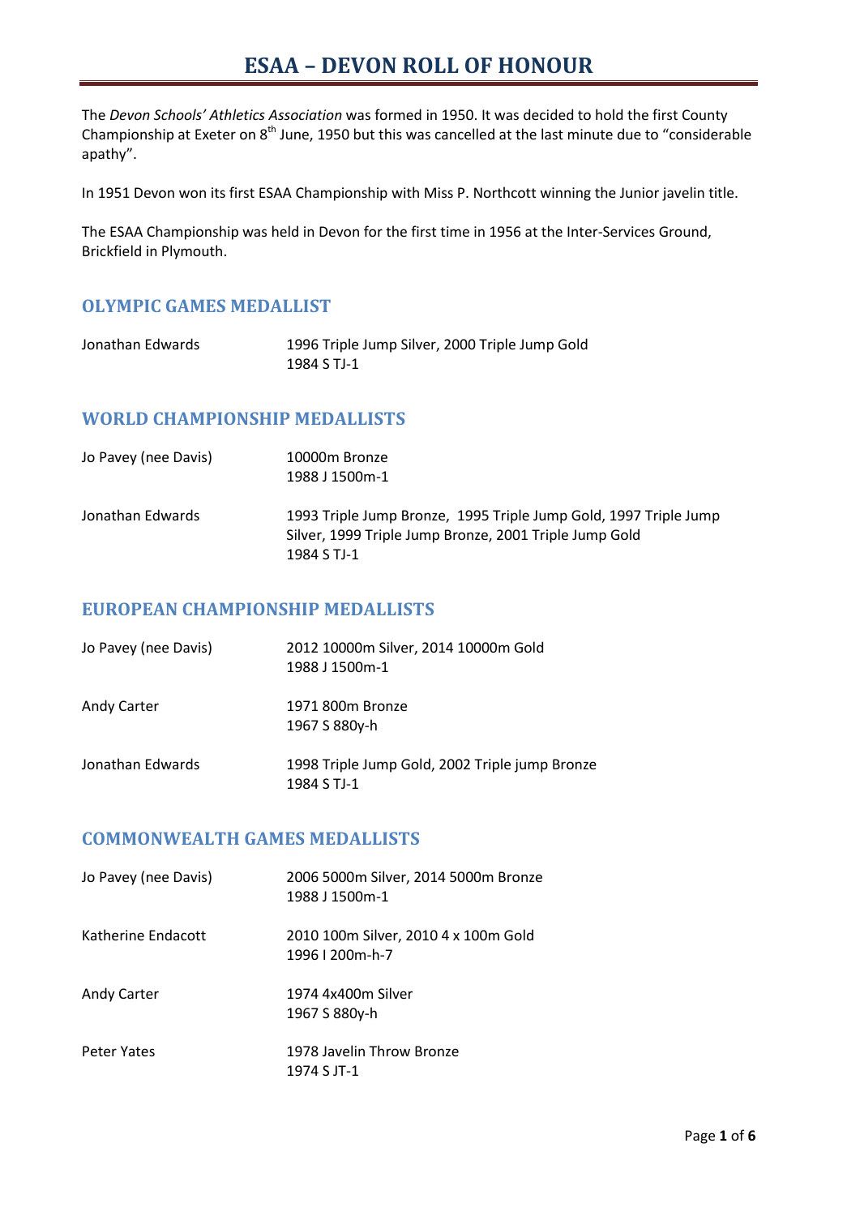# ESAA – DEVON ROLL OF HONOUR

The *Devon Schools' Athletics Association* was formed in 1950. It was decided to hold the first County Championship at Exeter on 8th June, 1950 but this was cancelled at the last minute due to "considerable apathy".

In 1951 Devon won its first ESAA Championship with Miss P. Northcott winning the Junior javelin title.

The ESAA Championship was held in Devon for the first time in 1956 at the Inter-Services Ground, Brickfield in Plymouth.

## OLYMPIC GAMES MEDALLIST

| | |
|---|---|
| Jonathan Edwards | 1996 Triple Jump Silver, 2000 Triple Jump Gold<br>1984 S TJ-1 |

## WORLD CHAMPIONSHIP MEDALLISTS

| | |
|---|---|
| Jo Pavey (nee Davis) | 10000m Bronze<br>1988 J 1500m-1 |
| Jonathan Edwards | 1993 Triple Jump Bronze, 1995 Triple Jump Gold, 1997 Triple Jump Silver, 1999 Triple Jump Bronze, 2001 Triple Jump Gold<br>1984 S TJ-1 |

## EUROPEAN CHAMPIONSHIP MEDALLISTS

| | |
|---|---|
| Jo Pavey (nee Davis) | 2012 10000m Silver, 2014 10000m Gold<br>1988 J 1500m-1 |
| Andy Carter | 1971 800m Bronze<br>1967 S 880y-h |
| Jonathan Edwards | 1998 Triple Jump Gold, 2002 Triple jump Bronze<br>1984 S TJ-1 |

## COMMONWEALTH GAMES MEDALLISTS

| | |
|---|---|
| Jo Pavey (nee Davis) | 2006 5000m Silver, 2014 5000m Bronze<br>1988 J 1500m-1 |
| Katherine Endacott | 2010 100m Silver, 2010 4 x 100m Gold<br>1996 I 200m-h-7 |
| Andy Carter | 1974 4x400m Silver<br>1967 S 880y-h |
| Peter Yates | 1978 Javelin Throw Bronze<br>1974 S JT-1 |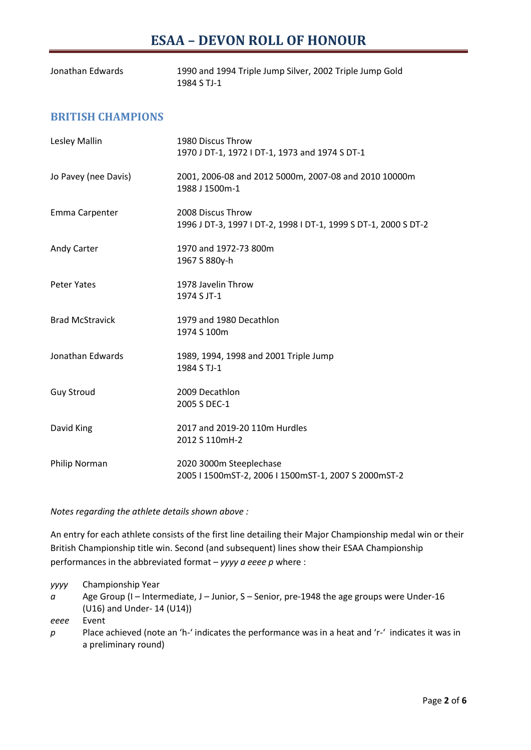Jonathan Edwards — 1990 and 1994 Triple Jump Silver, 2002 Triple Jump Gold
1984 S TJ-1

## BRITISH CHAMPIONS

| | |
|---|---|
| Lesley Mallin | 1980 Discus Throw<br>1970 J DT-1, 1972 I DT-1, 1973 and 1974 S DT-1 |
| Jo Pavey (nee Davis) | 2001, 2006-08 and 2012 5000m, 2007-08 and 2010 10000m<br>1988 J 1500m-1 |
| Emma Carpenter | 2008 Discus Throw<br>1996 J DT-3, 1997 I DT-2, 1998 I DT-1, 1999 S DT-1, 2000 S DT-2 |
| Andy Carter | 1970 and 1972-73 800m<br>1967 S 880y-h |
| Peter Yates | 1978 Javelin Throw<br>1974 S JT-1 |
| Brad McStravick | 1979 and 1980 Decathlon<br>1974 S 100m |
| Jonathan Edwards | 1989, 1994, 1998 and 2001 Triple Jump<br>1984 S TJ-1 |
| Guy Stroud | 2009 Decathlon<br>2005 S DEC-1 |
| David King | 2017 and 2019-20 110m Hurdles<br>2012 S 110mH-2 |
| Philip Norman | 2020 3000m Steeplechase<br>2005 I 1500mST-2, 2006 I 1500mST-1, 2007 S 2000mST-2 |

*Notes regarding the athlete details shown above :*

An entry for each athlete consists of the first line detailing their Major Championship medal win or their British Championship title win. Second (and subsequent) lines show their ESAA Championship performances in the abbreviated format – *yyyy a eeee p* where :

- *yyyy* Championship Year
- *a* Age Group (I – Intermediate, J – Junior, S – Senior, pre-1948 the age groups were Under-16 (U16) and Under- 14 (U14))
- *eeee* Event
- *p* Place achieved (note an 'h-' indicates the performance was in a heat and 'r-' indicates it was in a preliminary round)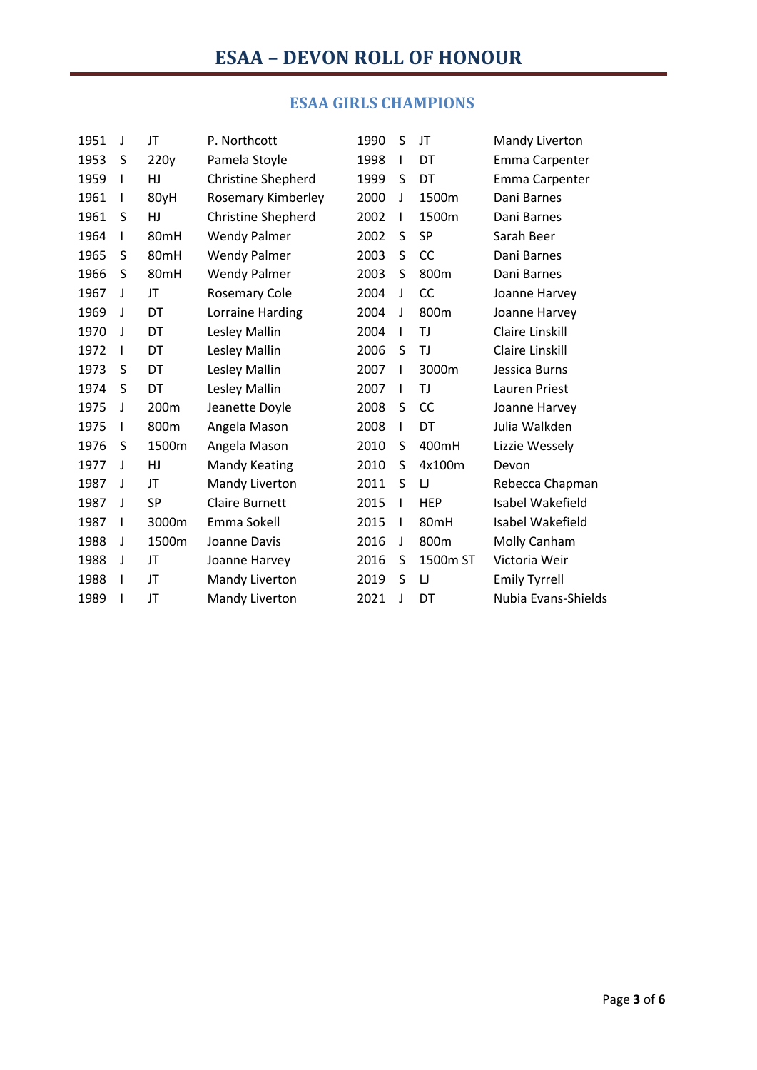# ESAA – DEVON ROLL OF HONOUR

## ESAA GIRLS CHAMPIONS

| | | | |
|---|---|---|---|
| 1951 | J | JT | P. Northcott |
| 1953 | S | 220y | Pamela Stoyle |
| 1959 | I | HJ | Christine Shepherd |
| 1961 | I | 80yH | Rosemary Kimberley |
| 1961 | S | HJ | Christine Shepherd |
| 1964 | I | 80mH | Wendy Palmer |
| 1965 | S | 80mH | Wendy Palmer |
| 1966 | S | 80mH | Wendy Palmer |
| 1967 | J | JT | Rosemary Cole |
| 1969 | J | DT | Lorraine Harding |
| 1970 | J | DT | Lesley Mallin |
| 1972 | I | DT | Lesley Mallin |
| 1973 | S | DT | Lesley Mallin |
| 1974 | S | DT | Lesley Mallin |
| 1975 | J | 200m | Jeanette Doyle |
| 1975 | I | 800m | Angela Mason |
| 1976 | S | 1500m | Angela Mason |
| 1977 | J | HJ | Mandy Keating |
| 1987 | J | JT | Mandy Liverton |
| 1987 | J | SP | Claire Burnett |
| 1987 | I | 3000m | Emma Sokell |
| 1988 | J | 1500m | Joanne Davis |
| 1988 | J | JT | Joanne Harvey |
| 1988 | I | JT | Mandy Liverton |
| 1989 | I | JT | Mandy Liverton |
| 1990 | S | JT | Mandy Liverton |
| 1998 | I | DT | Emma Carpenter |
| 1999 | S | DT | Emma Carpenter |
| 2000 | J | 1500m | Dani Barnes |
| 2002 | I | 1500m | Dani Barnes |
| 2002 | S | SP | Sarah Beer |
| 2003 | S | CC | Dani Barnes |
| 2003 | S | 800m | Dani Barnes |
| 2004 | J | CC | Joanne Harvey |
| 2004 | J | 800m | Joanne Harvey |
| 2004 | I | TJ | Claire Linskill |
| 2006 | S | TJ | Claire Linskill |
| 2007 | I | 3000m | Jessica Burns |
| 2007 | I | TJ | Lauren Priest |
| 2008 | S | CC | Joanne Harvey |
| 2008 | I | DT | Julia Walkden |
| 2010 | S | 400mH | Lizzie Wessely |
| 2010 | S | 4x100m | Devon |
| 2011 | S | LJ | Rebecca Chapman |
| 2015 | I | HEP | Isabel Wakefield |
| 2015 | I | 80mH | Isabel Wakefield |
| 2016 | J | 800m | Molly Canham |
| 2016 | S | 1500m ST | Victoria Weir |
| 2019 | S | LJ | Emily Tyrrell |
| 2021 | J | DT | Nubia Evans-Shields |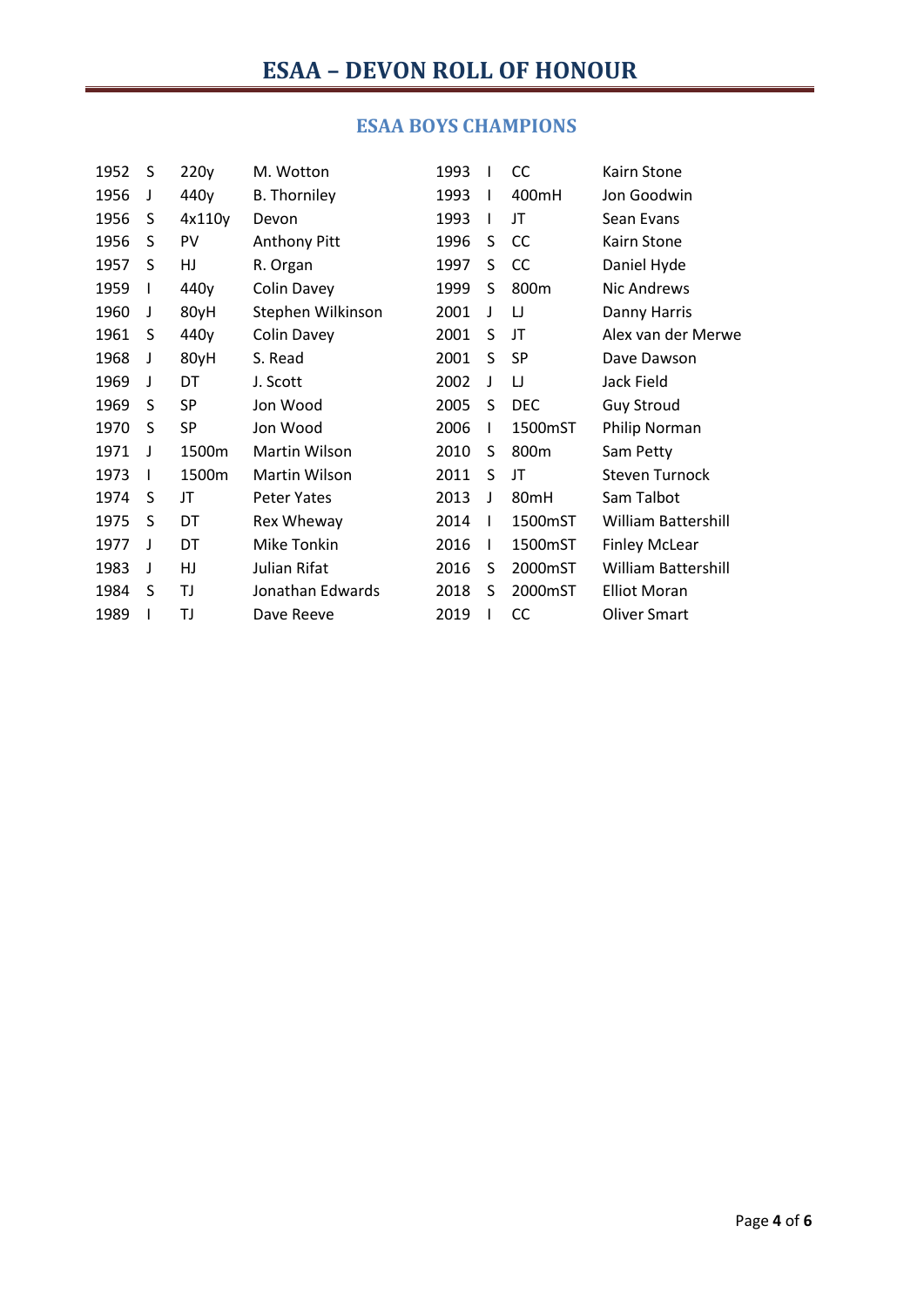# ESAA – DEVON ROLL OF HONOUR

## ESAA BOYS CHAMPIONS

| Year | Age | Event | Name |
|---|---|---|---|
| 1952 | S | 220y | M. Wotton |
| 1956 | J | 440y | B. Thorniley |
| 1956 | S | 4x110y | Devon |
| 1956 | S | PV | Anthony Pitt |
| 1957 | S | HJ | R. Organ |
| 1959 | I | 440y | Colin Davey |
| 1960 | J | 80yH | Stephen Wilkinson |
| 1961 | S | 440y | Colin Davey |
| 1968 | J | 80yH | S. Read |
| 1969 | J | DT | J. Scott |
| 1969 | S | SP | Jon Wood |
| 1970 | S | SP | Jon Wood |
| 1971 | J | 1500m | Martin Wilson |
| 1973 | I | 1500m | Martin Wilson |
| 1974 | S | JT | Peter Yates |
| 1975 | S | DT | Rex Wheway |
| 1977 | J | DT | Mike Tonkin |
| 1983 | J | HJ | Julian Rifat |
| 1984 | S | TJ | Jonathan Edwards |
| 1989 | I | TJ | Dave Reeve |
| 1993 | I | CC | Kairn Stone |
| 1993 | I | 400mH | Jon Goodwin |
| 1993 | I | JT | Sean Evans |
| 1996 | S | CC | Kairn Stone |
| 1997 | S | CC | Daniel Hyde |
| 1999 | S | 800m | Nic Andrews |
| 2001 | J | LJ | Danny Harris |
| 2001 | S | JT | Alex van der Merwe |
| 2001 | S | SP | Dave Dawson |
| 2002 | J | LJ | Jack Field |
| 2005 | S | DEC | Guy Stroud |
| 2006 | I | 1500mST | Philip Norman |
| 2010 | S | 800m | Sam Petty |
| 2011 | S | JT | Steven Turnock |
| 2013 | J | 80mH | Sam Talbot |
| 2014 | I | 1500mST | William Battershill |
| 2016 | I | 1500mST | Finley McLear |
| 2016 | S | 2000mST | William Battershill |
| 2018 | S | 2000mST | Elliot Moran |
| 2019 | I | CC | Oliver Smart |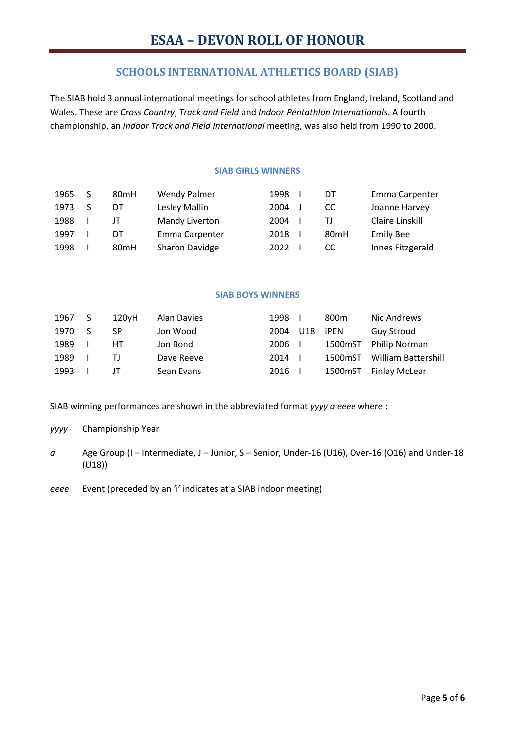# ESAA – DEVON ROLL OF HONOUR

## SCHOOLS INTERNATIONAL ATHLETICS BOARD (SIAB)

The SIAB hold 3 annual international meetings for school athletes from England, Ireland, Scotland and Wales. These are *Cross Country*, *Track and Field* and *Indoor Pentathlon Internationals*. A fourth championship, an *Indoor Track and Field International* meeting, was also held from 1990 to 2000.

### SIAB GIRLS WINNERS

| | | | | | | | |
|---|---|---|---|---|---|---|---|
| 1965 | S | 80mH | Wendy Palmer | 1998 | I | DT | Emma Carpenter |
| 1973 | S | DT | Lesley Mallin | 2004 | J | CC | Joanne Harvey |
| 1988 | I | JT | Mandy Liverton | 2004 | I | TJ | Claire Linskill |
| 1997 | I | DT | Emma Carpenter | 2018 | I | 80mH | Emily Bee |
| 1998 | I | 80mH | Sharon Davidge | 2022 | I | CC | Innes Fitzgerald |

### SIAB BOYS WINNERS

| | | | | | | | |
|---|---|---|---|---|---|---|---|
| 1967 | S | 120yH | Alan Davies | 1998 | I | 800m | Nic Andrews |
| 1970 | S | SP | Jon Wood | 2004 | U18 | iPEN | Guy Stroud |
| 1989 | I | HT | Jon Bond | 2006 | I | 1500mST | Philip Norman |
| 1989 | I | TJ | Dave Reeve | 2014 | I | 1500mST | William Battershill |
| 1993 | I | JT | Sean Evans | 2016 | I | 1500mST | Finlay McLear |

SIAB winning performances are shown in the abbreviated format *yyyy a eeee* where :

*yyyy* Championship Year

*a* Age Group (I – Intermediate, J – Junior, S – Senior, Under-16 (U16), Over-16 (O16) and Under-18 (U18))

*eeee* Event (preceded by an 'i' indicates at a SIAB indoor meeting)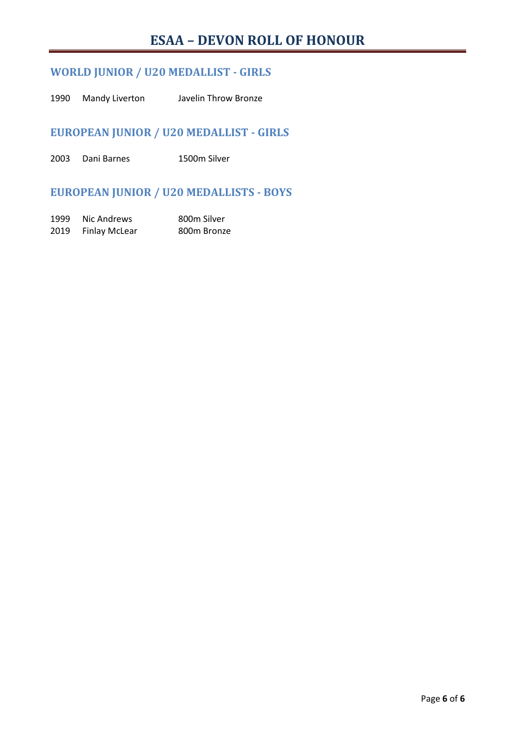# ESAA – DEVON ROLL OF HONOUR

## WORLD JUNIOR / U20 MEDALLIST - GIRLS

| | | |
|---|---|---|
| 1990 | Mandy Liverton | Javelin Throw Bronze |

## EUROPEAN JUNIOR / U20 MEDALLIST - GIRLS

| | | |
|---|---|---|
| 2003 | Dani Barnes | 1500m Silver |

## EUROPEAN JUNIOR / U20 MEDALLISTS - BOYS

| | | |
|---|---|---|
| 1999 | Nic Andrews | 800m Silver |
| 2019 | Finlay McLear | 800m Bronze |